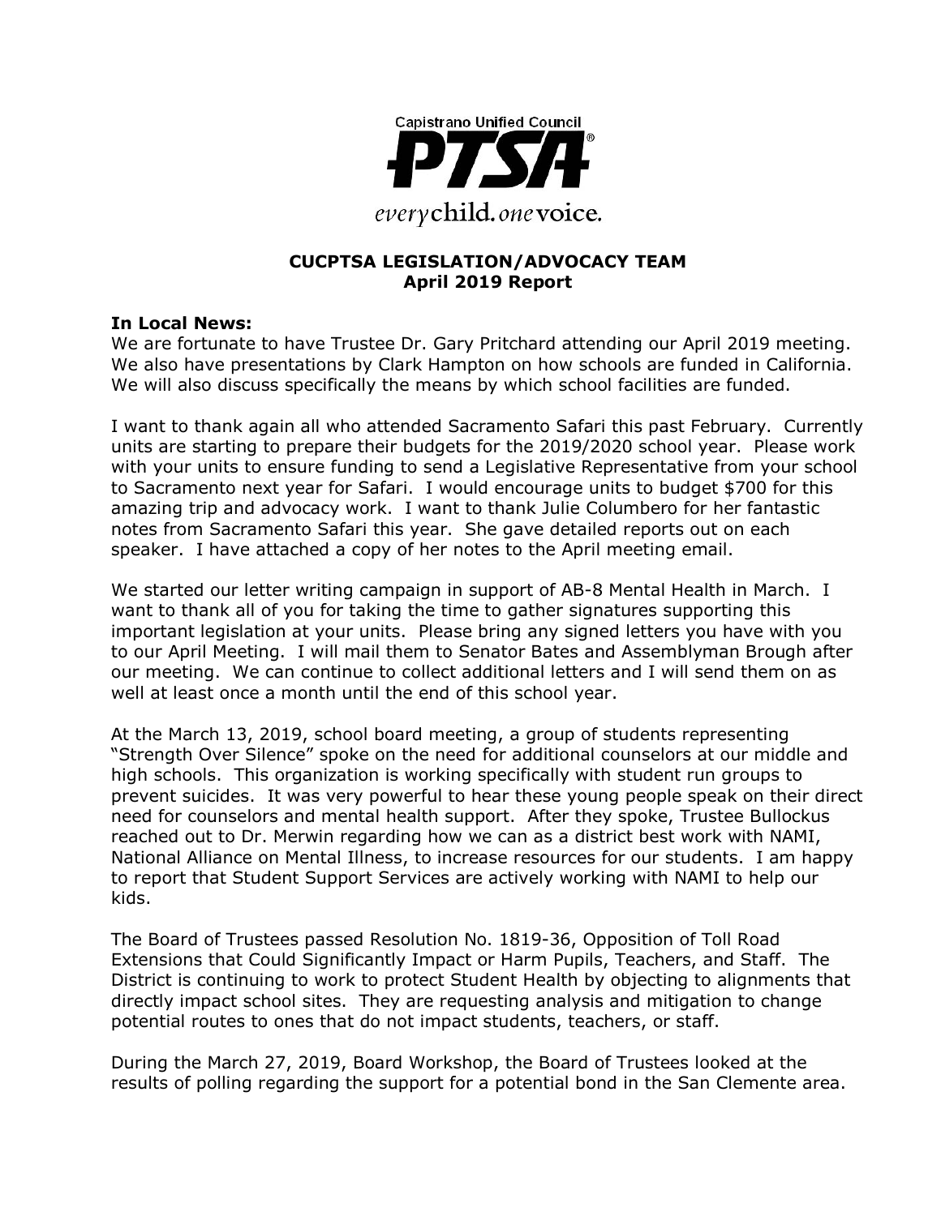Capistrano Unified Council

PTSA®

*every* child. *one* voice.

# CUCPTSA LEGISLATION/ADVOCACY TEAM
## April 2019 Report

**In Local News:**

We are fortunate to have Trustee Dr. Gary Pritchard attending our April 2019 meeting. We also have presentations by Clark Hampton on how schools are funded in California. We will also discuss specifically the means by which school facilities are funded.

I want to thank again all who attended Sacramento Safari this past February. Currently units are starting to prepare their budgets for the 2019/2020 school year. Please work with your units to ensure funding to send a Legislative Representative from your school to Sacramento next year for Safari. I would encourage units to budget $700 for this amazing trip and advocacy work. I want to thank Julie Columbero for her fantastic notes from Sacramento Safari this year. She gave detailed reports out on each speaker. I have attached a copy of her notes to the April meeting email.

We started our letter writing campaign in support of AB-8 Mental Health in March. I want to thank all of you for taking the time to gather signatures supporting this important legislation at your units. Please bring any signed letters you have with you to our April Meeting. I will mail them to Senator Bates and Assemblyman Brough after our meeting. We can continue to collect additional letters and I will send them on as well at least once a month until the end of this school year.

At the March 13, 2019, school board meeting, a group of students representing "Strength Over Silence" spoke on the need for additional counselors at our middle and high schools. This organization is working specifically with student run groups to prevent suicides. It was very powerful to hear these young people speak on their direct need for counselors and mental health support. After they spoke, Trustee Bullockus reached out to Dr. Merwin regarding how we can as a district best work with NAMI, National Alliance on Mental Illness, to increase resources for our students. I am happy to report that Student Support Services are actively working with NAMI to help our kids.

The Board of Trustees passed Resolution No. 1819-36, Opposition of Toll Road Extensions that Could Significantly Impact or Harm Pupils, Teachers, and Staff. The District is continuing to work to protect Student Health by objecting to alignments that directly impact school sites. They are requesting analysis and mitigation to change potential routes to ones that do not impact students, teachers, or staff.

During the March 27, 2019, Board Workshop, the Board of Trustees looked at the results of polling regarding the support for a potential bond in the San Clemente area.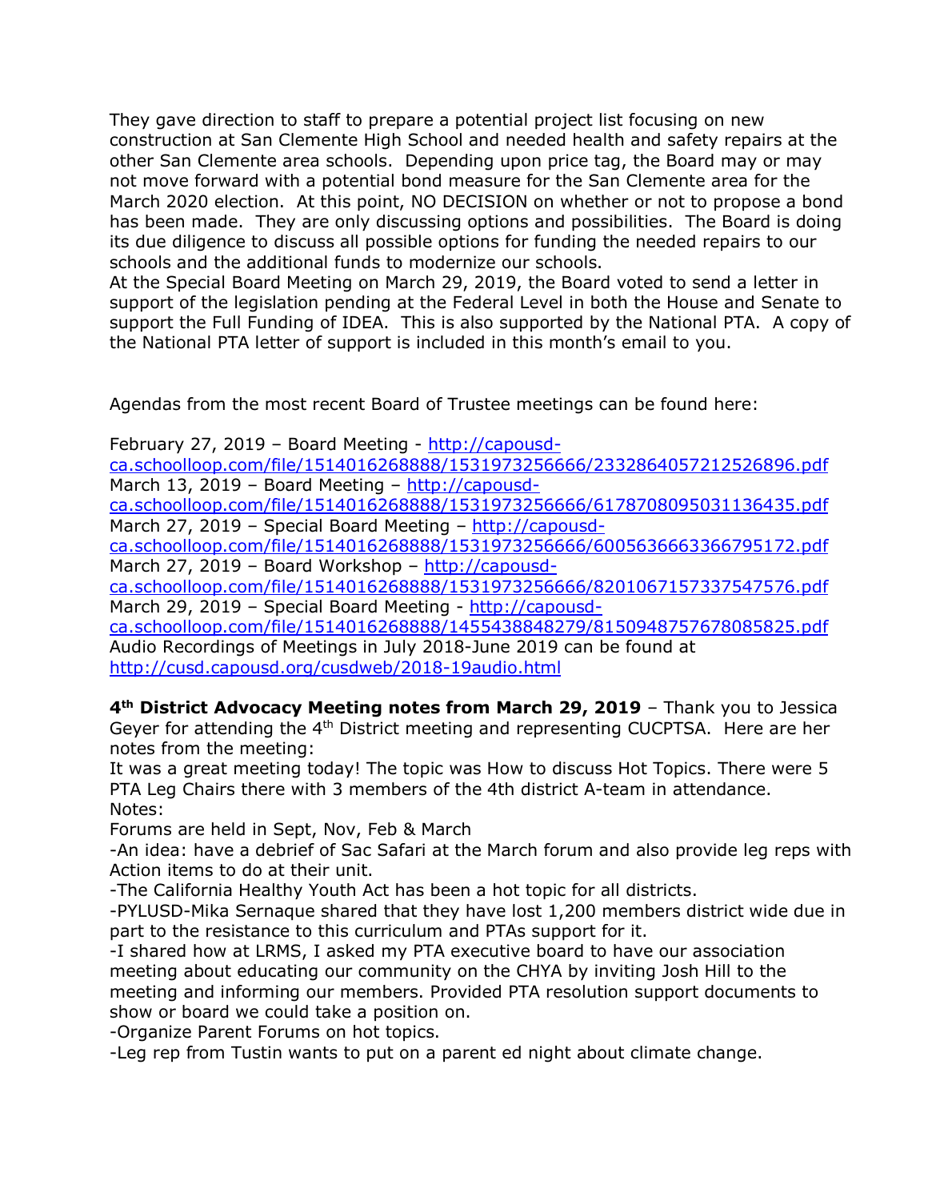They gave direction to staff to prepare a potential project list focusing on new construction at San Clemente High School and needed health and safety repairs at the other San Clemente area schools. Depending upon price tag, the Board may or may not move forward with a potential bond measure for the San Clemente area for the March 2020 election. At this point, NO DECISION on whether or not to propose a bond has been made. They are only discussing options and possibilities. The Board is doing its due diligence to discuss all possible options for funding the needed repairs to our schools and the additional funds to modernize our schools.
At the Special Board Meeting on March 29, 2019, the Board voted to send a letter in support of the legislation pending at the Federal Level in both the House and Senate to support the Full Funding of IDEA. This is also supported by the National PTA. A copy of the National PTA letter of support is included in this month's email to you.

Agendas from the most recent Board of Trustee meetings can be found here:

February 27, 2019 – Board Meeting - http://capousd-ca.schoolloop.com/file/1514016268888/1531973256666/2332864057212526896.pdf
March 13, 2019 – Board Meeting – http://capousd-ca.schoolloop.com/file/1514016268888/1531973256666/6178708095031136435.pdf
March 27, 2019 – Special Board Meeting – http://capousd-ca.schoolloop.com/file/1514016268888/1531973256666/6005636663366795172.pdf
March 27, 2019 – Board Workshop – http://capousd-ca.schoolloop.com/file/1514016268888/1531973256666/8201067157337547576.pdf
March 29, 2019 – Special Board Meeting - http://capousd-ca.schoolloop.com/file/1514016268888/1455438848279/8150948757678085825.pdf
Audio Recordings of Meetings in July 2018-June 2019 can be found at http://cusd.capousd.org/cusdweb/2018-19audio.html

**4th District Advocacy Meeting notes from March 29, 2019** – Thank you to Jessica Geyer for attending the 4th District meeting and representing CUCPTSA. Here are her notes from the meeting:
It was a great meeting today! The topic was How to discuss Hot Topics. There were 5 PTA Leg Chairs there with 3 members of the 4th district A-team in attendance.
Notes:
Forums are held in Sept, Nov, Feb & March
-An idea: have a debrief of Sac Safari at the March forum and also provide leg reps with Action items to do at their unit.
-The California Healthy Youth Act has been a hot topic for all districts.
-PYLUSD-Mika Sernaque shared that they have lost 1,200 members district wide due in part to the resistance to this curriculum and PTAs support for it.
-I shared how at LRMS, I asked my PTA executive board to have our association meeting about educating our community on the CHYA by inviting Josh Hill to the meeting and informing our members. Provided PTA resolution support documents to show or board we could take a position on.
-Organize Parent Forums on hot topics.
-Leg rep from Tustin wants to put on a parent ed night about climate change.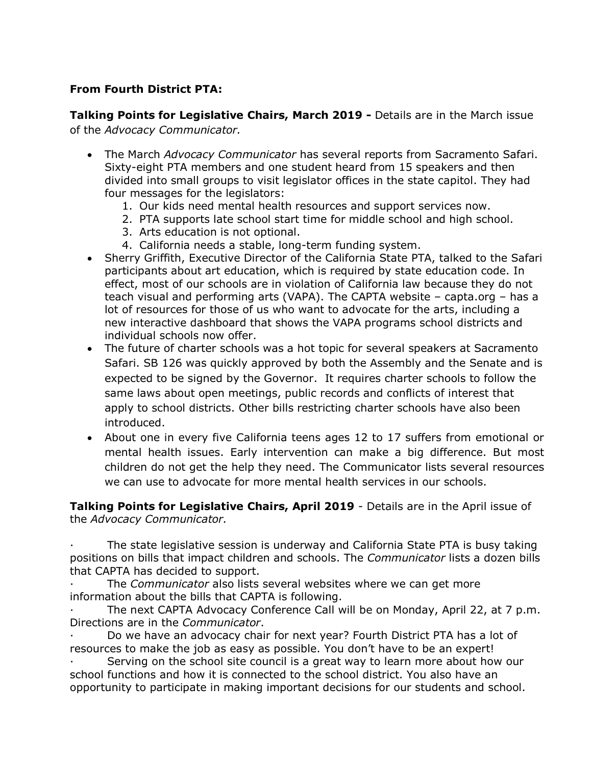**From Fourth District PTA:**

**Talking Points for Legislative Chairs, March 2019 -** Details are in the March issue of the *Advocacy Communicator.*

- The March *Advocacy Communicator* has several reports from Sacramento Safari. Sixty-eight PTA members and one student heard from 15 speakers and then divided into small groups to visit legislator offices in the state capitol. They had four messages for the legislators:
    1. Our kids need mental health resources and support services now.
    2. PTA supports late school start time for middle school and high school.
    3. Arts education is not optional.
    4. California needs a stable, long-term funding system.
- Sherry Griffith, Executive Director of the California State PTA, talked to the Safari participants about art education, which is required by state education code. In effect, most of our schools are in violation of California law because they do not teach visual and performing arts (VAPA). The CAPTA website – capta.org – has a lot of resources for those of us who want to advocate for the arts, including a new interactive dashboard that shows the VAPA programs school districts and individual schools now offer.
- The future of charter schools was a hot topic for several speakers at Sacramento Safari. SB 126 was quickly approved by both the Assembly and the Senate and is expected to be signed by the Governor. It requires charter schools to follow the same laws about open meetings, public records and conflicts of interest that apply to school districts. Other bills restricting charter schools have also been introduced.
- About one in every five California teens ages 12 to 17 suffers from emotional or mental health issues. Early intervention can make a big difference. But most children do not get the help they need. The Communicator lists several resources we can use to advocate for more mental health services in our schools.

**Talking Points for Legislative Chairs, April 2019** - Details are in the April issue of the *Advocacy Communicator.*

- The state legislative session is underway and California State PTA is busy taking positions on bills that impact children and schools. The *Communicator* lists a dozen bills that CAPTA has decided to support.
- The *Communicator* also lists several websites where we can get more information about the bills that CAPTA is following.
- The next CAPTA Advocacy Conference Call will be on Monday, April 22, at 7 p.m. Directions are in the *Communicator*.
- Do we have an advocacy chair for next year? Fourth District PTA has a lot of resources to make the job as easy as possible. You don't have to be an expert!
- Serving on the school site council is a great way to learn more about how our school functions and how it is connected to the school district. You also have an opportunity to participate in making important decisions for our students and school.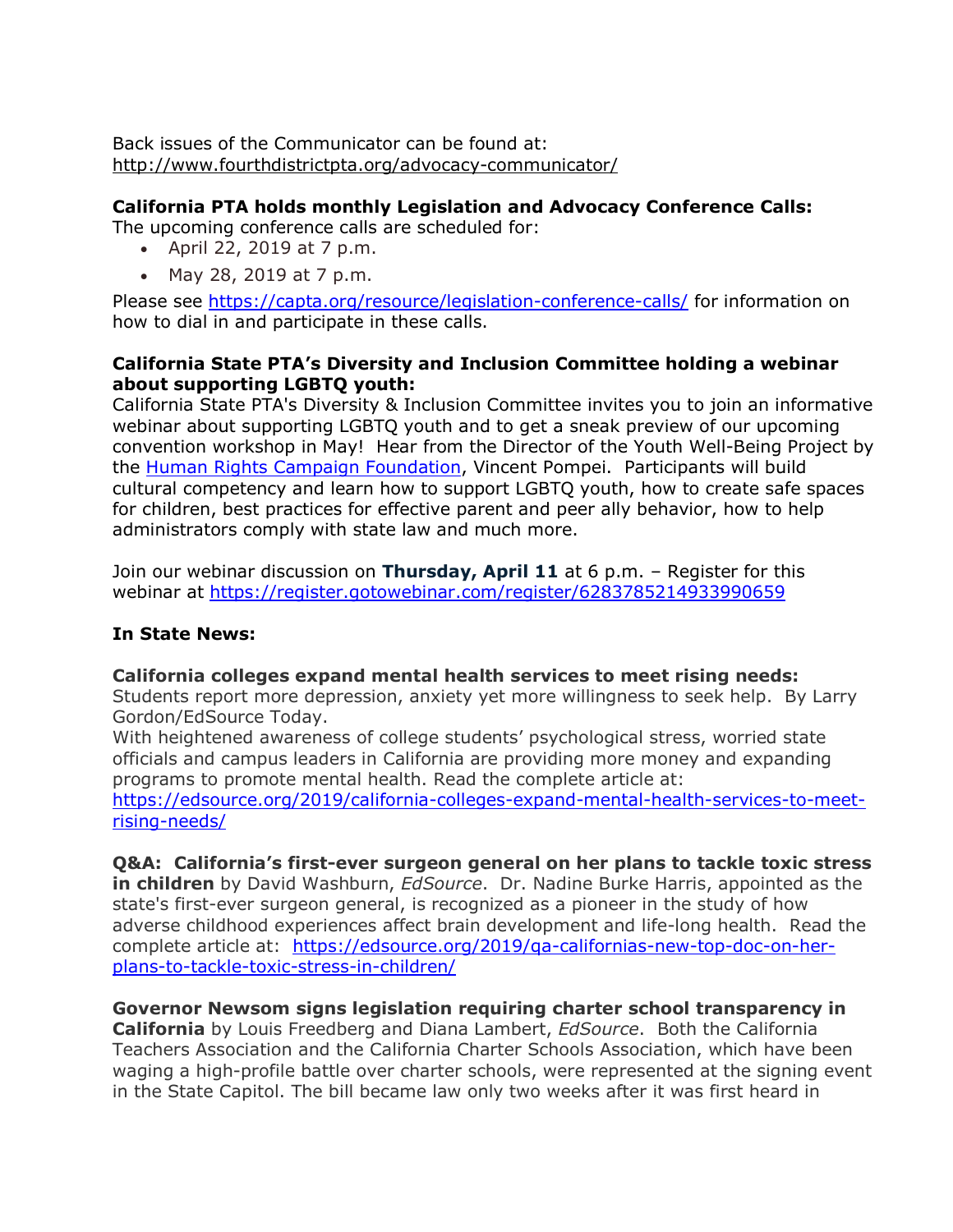Back issues of the Communicator can be found at:
http://www.fourthdistrictpta.org/advocacy-communicator/

**California PTA holds monthly Legislation and Advocacy Conference Calls:**
The upcoming conference calls are scheduled for:

- April 22, 2019 at 7 p.m.
- May 28, 2019 at 7 p.m.

Please see https://capta.org/resource/legislation-conference-calls/ for information on how to dial in and participate in these calls.

**California State PTA's Diversity and Inclusion Committee holding a webinar about supporting LGBTQ youth:**
California State PTA's Diversity & Inclusion Committee invites you to join an informative webinar about supporting LGBTQ youth and to get a sneak preview of our upcoming convention workshop in May! Hear from the Director of the Youth Well-Being Project by the Human Rights Campaign Foundation, Vincent Pompei. Participants will build cultural competency and learn how to support LGBTQ youth, how to create safe spaces for children, best practices for effective parent and peer ally behavior, how to help administrators comply with state law and much more.

Join our webinar discussion on **Thursday, April 11** at 6 p.m. – Register for this webinar at https://register.gotowebinar.com/register/6283785214933990659

**In State News:**

**California colleges expand mental health services to meet rising needs:**
Students report more depression, anxiety yet more willingness to seek help. By Larry Gordon/EdSource Today.
With heightened awareness of college students' psychological stress, worried state officials and campus leaders in California are providing more money and expanding programs to promote mental health. Read the complete article at:
https://edsource.org/2019/california-colleges-expand-mental-health-services-to-meet-rising-needs/

**Q&A: California's first-ever surgeon general on her plans to tackle toxic stress in children** by David Washburn, *EdSource*. Dr. Nadine Burke Harris, appointed as the state's first-ever surgeon general, is recognized as a pioneer in the study of how adverse childhood experiences affect brain development and life-long health. Read the complete article at: https://edsource.org/2019/qa-californias-new-top-doc-on-her-plans-to-tackle-toxic-stress-in-children/

**Governor Newsom signs legislation requiring charter school transparency in California** by Louis Freedberg and Diana Lambert, *EdSource*. Both the California Teachers Association and the California Charter Schools Association, which have been waging a high-profile battle over charter schools, were represented at the signing event in the State Capitol. The bill became law only two weeks after it was first heard in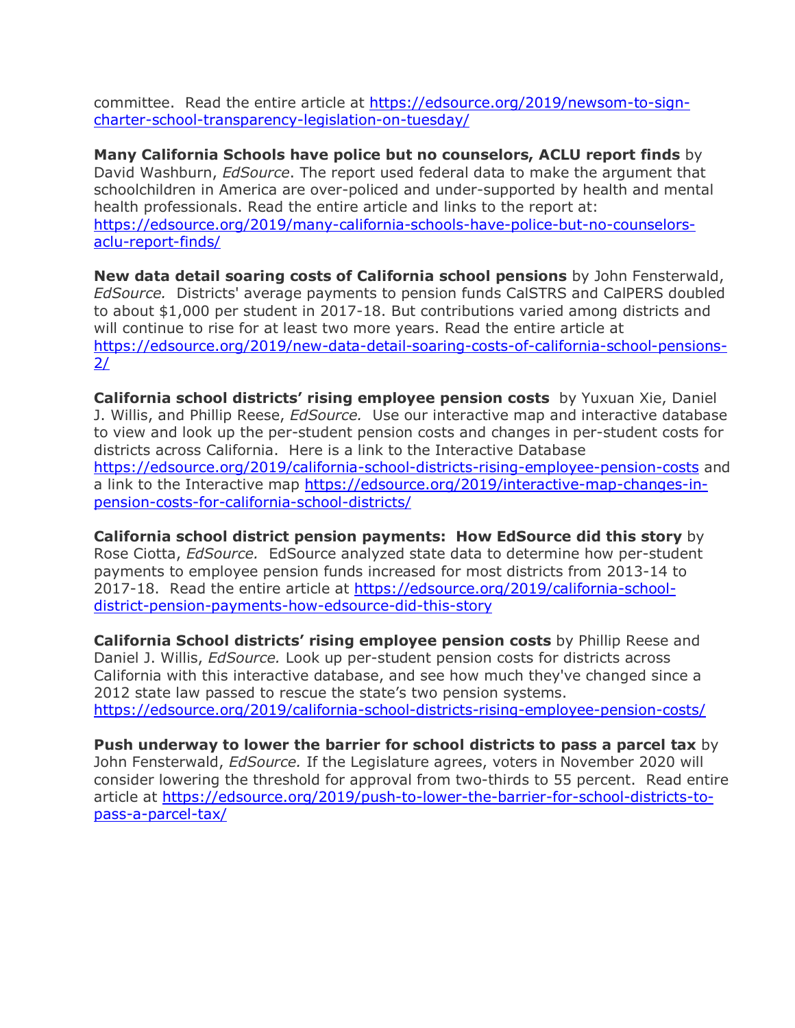committee. Read the entire article at https://edsource.org/2019/newsom-to-sign-charter-school-transparency-legislation-on-tuesday/

**Many California Schools have police but no counselors, ACLU report finds** by David Washburn, *EdSource*. The report used federal data to make the argument that schoolchildren in America are over-policed and under-supported by health and mental health professionals. Read the entire article and links to the report at: https://edsource.org/2019/many-california-schools-have-police-but-no-counselors-aclu-report-finds/

**New data detail soaring costs of California school pensions** by John Fensterwald, *EdSource.* Districts' average payments to pension funds CalSTRS and CalPERS doubled to about $1,000 per student in 2017-18. But contributions varied among districts and will continue to rise for at least two more years. Read the entire article at https://edsource.org/2019/new-data-detail-soaring-costs-of-california-school-pensions-2/

**California school districts' rising employee pension costs** by Yuxuan Xie, Daniel J. Willis, and Phillip Reese, *EdSource.* Use our interactive map and interactive database to view and look up the per-student pension costs and changes in per-student costs for districts across California. Here is a link to the Interactive Database https://edsource.org/2019/california-school-districts-rising-employee-pension-costs and a link to the Interactive map https://edsource.org/2019/interactive-map-changes-in-pension-costs-for-california-school-districts/

**California school district pension payments: How EdSource did this story** by Rose Ciotta, *EdSource.* EdSource analyzed state data to determine how per-student payments to employee pension funds increased for most districts from 2013-14 to 2017-18. Read the entire article at https://edsource.org/2019/california-school-district-pension-payments-how-edsource-did-this-story

**California School districts' rising employee pension costs** by Phillip Reese and Daniel J. Willis, *EdSource.* Look up per-student pension costs for districts across California with this interactive database, and see how much they've changed since a 2012 state law passed to rescue the state's two pension systems. https://edsource.org/2019/california-school-districts-rising-employee-pension-costs/

**Push underway to lower the barrier for school districts to pass a parcel tax** by John Fensterwald, *EdSource.* If the Legislature agrees, voters in November 2020 will consider lowering the threshold for approval from two-thirds to 55 percent. Read entire article at https://edsource.org/2019/push-to-lower-the-barrier-for-school-districts-to-pass-a-parcel-tax/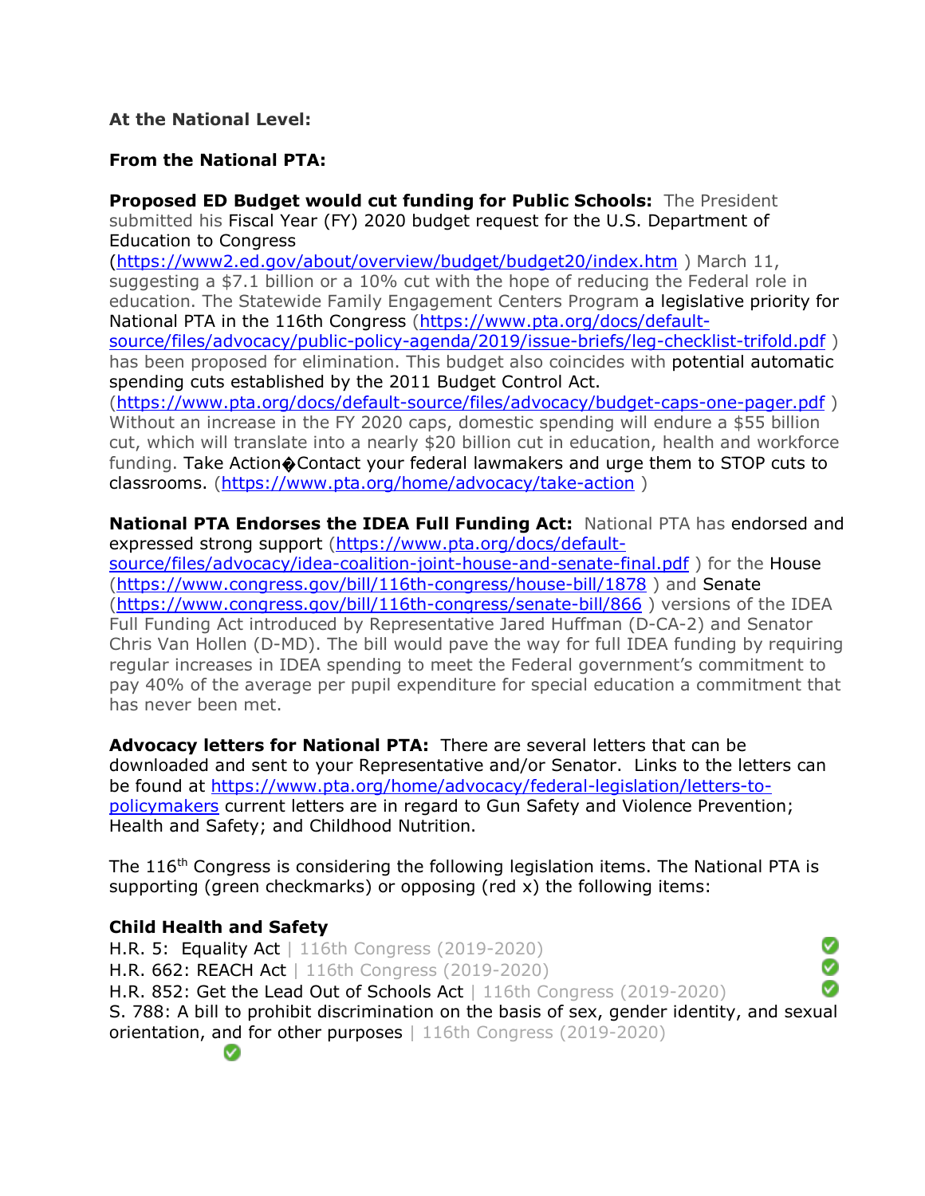**At the National Level:**

**From the National PTA:**

**Proposed ED Budget would cut funding for Public Schools:** The President submitted his Fiscal Year (FY) 2020 budget request for the U.S. Department of Education to Congress (https://www2.ed.gov/about/overview/budget/budget20/index.htm ) March 11, suggesting a $7.1 billion or a 10% cut with the hope of reducing the Federal role in education. The Statewide Family Engagement Centers Program a legislative priority for National PTA in the 116th Congress (https://www.pta.org/docs/default-source/files/advocacy/public-policy-agenda/2019/issue-briefs/leg-checklist-trifold.pdf ) has been proposed for elimination. This budget also coincides with potential automatic spending cuts established by the 2011 Budget Control Act. (https://www.pta.org/docs/default-source/files/advocacy/budget-caps-one-pager.pdf ) Without an increase in the FY 2020 caps, domestic spending will endure a $55 billion cut, which will translate into a nearly $20 billion cut in education, health and workforce funding. Take Action�Contact your federal lawmakers and urge them to STOP cuts to classrooms. (https://www.pta.org/home/advocacy/take-action )

**National PTA Endorses the IDEA Full Funding Act:** National PTA has endorsed and expressed strong support (https://www.pta.org/docs/default-source/files/advocacy/idea-coalition-joint-house-and-senate-final.pdf ) for the House (https://www.congress.gov/bill/116th-congress/house-bill/1878 ) and Senate (https://www.congress.gov/bill/116th-congress/senate-bill/866 ) versions of the IDEA Full Funding Act introduced by Representative Jared Huffman (D-CA-2) and Senator Chris Van Hollen (D-MD). The bill would pave the way for full IDEA funding by requiring regular increases in IDEA spending to meet the Federal government's commitment to pay 40% of the average per pupil expenditure for special education a commitment that has never been met.

**Advocacy letters for National PTA:** There are several letters that can be downloaded and sent to your Representative and/or Senator. Links to the letters can be found at https://www.pta.org/home/federal-legislation/letters-to-policymakers current letters are in regard to Gun Safety and Violence Prevention; Health and Safety; and Childhood Nutrition.

The 116th Congress is considering the following legislation items. The National PTA is supporting (green checkmarks) or opposing (red x) the following items:

**Child Health and Safety**

H.R. 5: Equality Act | 116th Congress (2019-2020) ✅
H.R. 662: REACH Act | 116th Congress (2019-2020) ✅
H.R. 852: Get the Lead Out of Schools Act | 116th Congress (2019-2020) ✅
S. 788: A bill to prohibit discrimination on the basis of sex, gender identity, and sexual orientation, and for other purposes | 116th Congress (2019-2020) ✅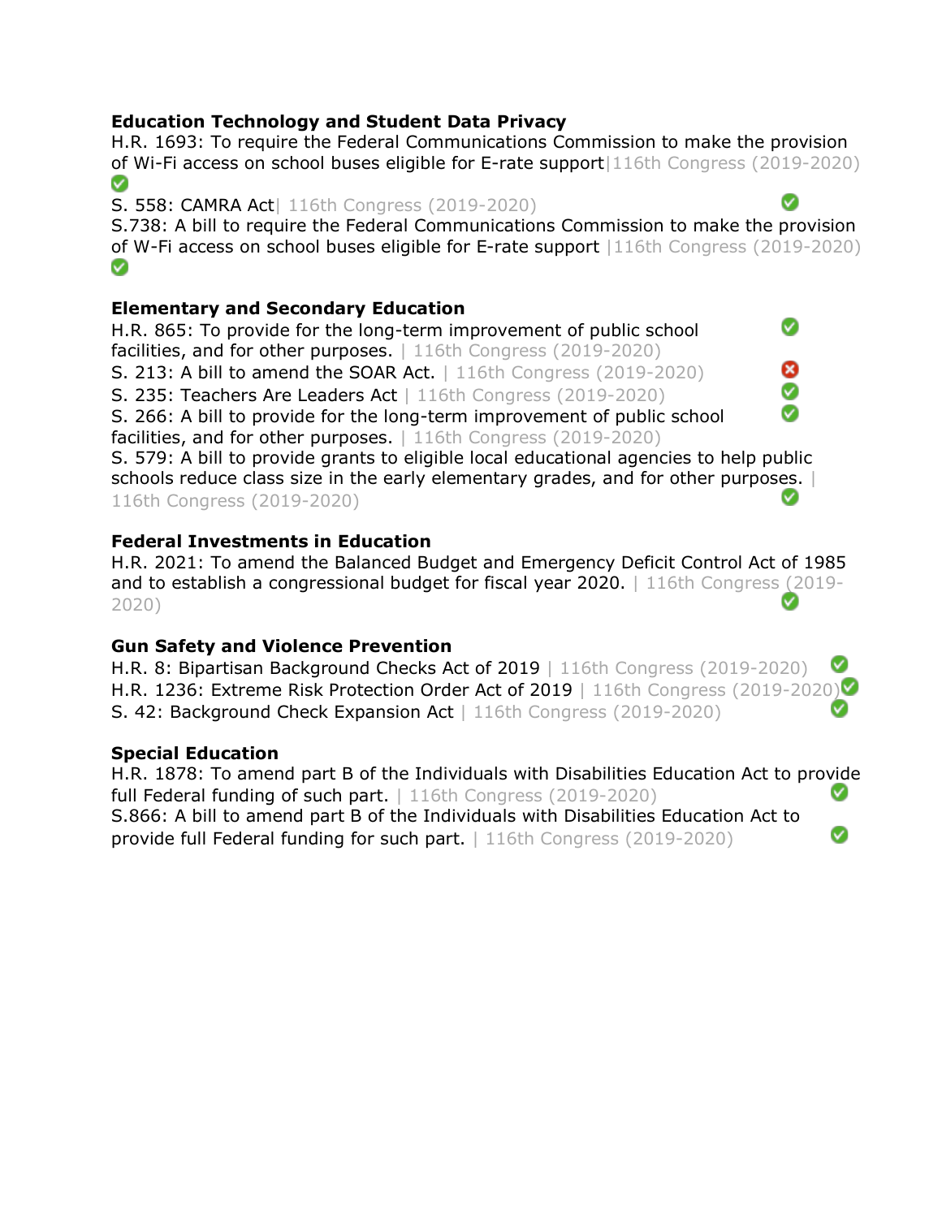**Education Technology and Student Data Privacy**

H.R. 1693: To require the Federal Communications Commission to make the provision of Wi-Fi access on school buses eligible for E-rate support|116th Congress (2019-2020) ✅

S. 558: CAMRA Act| 116th Congress (2019-2020) ✅

S.738: A bill to require the Federal Communications Commission to make the provision of W-Fi access on school buses eligible for E-rate support |116th Congress (2019-2020) ✅

**Elementary and Secondary Education**

H.R. 865: To provide for the long-term improvement of public school facilities, and for other purposes. | 116th Congress (2019-2020) ✅

S. 213: A bill to amend the SOAR Act. | 116th Congress (2019-2020) ❌

S. 235: Teachers Are Leaders Act | 116th Congress (2019-2020) ✅

S. 266: A bill to provide for the long-term improvement of public school facilities, and for other purposes. | 116th Congress (2019-2020) ✅

S. 579: A bill to provide grants to eligible local educational agencies to help public schools reduce class size in the early elementary grades, and for other purposes. | 116th Congress (2019-2020) ✅

**Federal Investments in Education**

H.R. 2021: To amend the Balanced Budget and Emergency Deficit Control Act of 1985 and to establish a congressional budget for fiscal year 2020. | 116th Congress (2019-2020) ✅

**Gun Safety and Violence Prevention**

H.R. 8: Bipartisan Background Checks Act of 2019 | 116th Congress (2019-2020) ✅

H.R. 1236: Extreme Risk Protection Order Act of 2019 | 116th Congress (2019-2020) ✅

S. 42: Background Check Expansion Act | 116th Congress (2019-2020) ✅

**Special Education**

H.R. 1878: To amend part B of the Individuals with Disabilities Education Act to provide full Federal funding of such part. | 116th Congress (2019-2020) ✅

S.866: A bill to amend part B of the Individuals with Disabilities Education Act to provide full Federal funding for such part. | 116th Congress (2019-2020) ✅